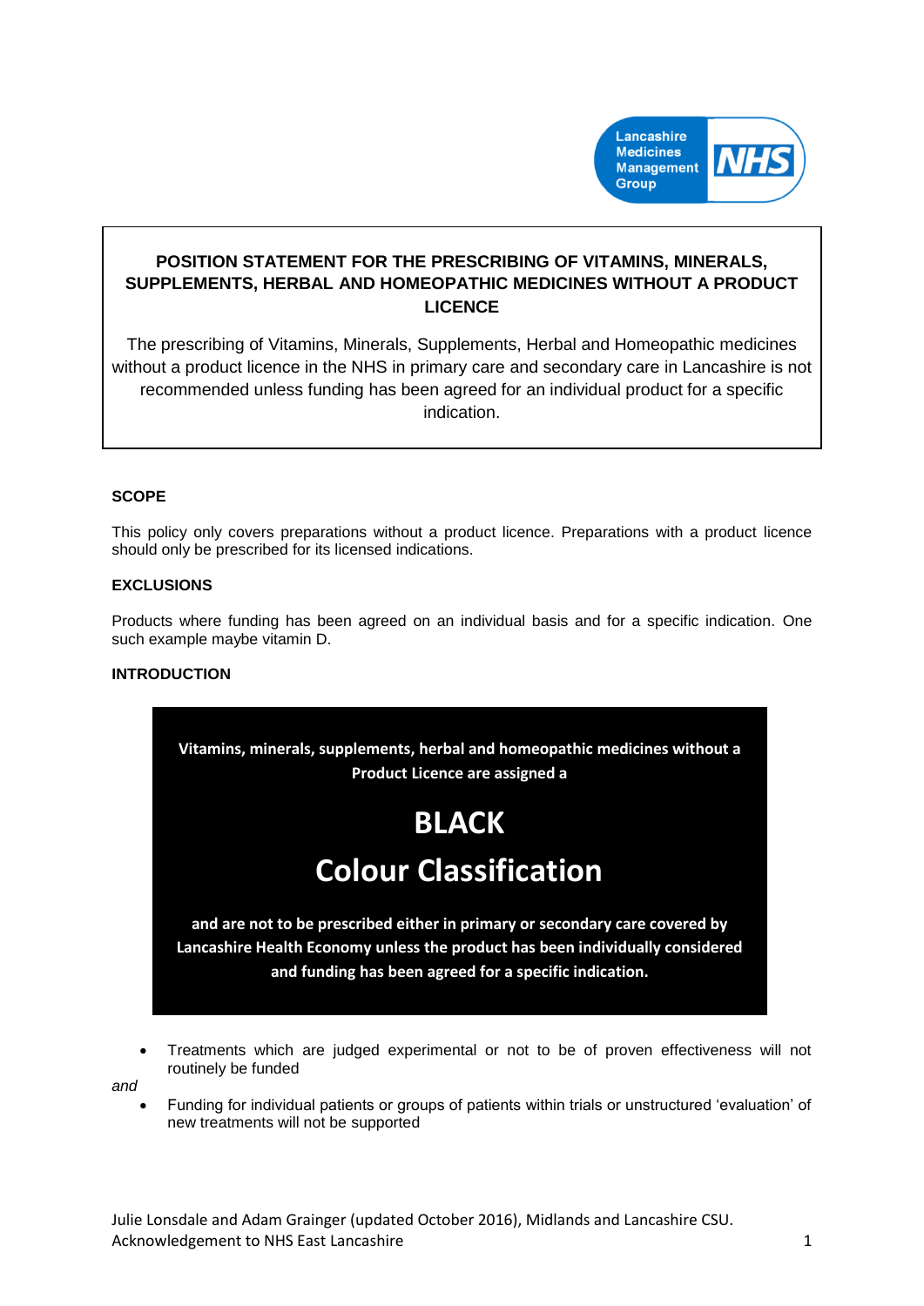Lancashire Medicines Management Group NHS

# POSITION STATEMENT FOR THE PRESCRIBING OF VITAMINS, MINERALS, SUPPLEMENTS, HERBAL AND HOMEOPATHIC MEDICINES WITHOUT A PRODUCT LICENCE

The prescribing of Vitamins, Minerals, Supplements, Herbal and Homeopathic medicines without a product licence in the NHS in primary care and secondary care in Lancashire is not recommended unless funding has been agreed for an individual product for a specific indication.

## SCOPE

This policy only covers preparations without a product licence. Preparations with a product licence should only be prescribed for its licensed indications.

## EXCLUSIONS

Products where funding has been agreed on an individual basis and for a specific indication. One such example maybe vitamin D.

## INTRODUCTION

**Vitamins, minerals, supplements, herbal and homeopathic medicines without a Product Licence are assigned a**

**BLACK**

**Colour Classification**

**and are not to be prescribed either in primary or secondary care covered by Lancashire Health Economy unless the product has been individually considered and funding has been agreed for a specific indication.**

- Treatments which are judged experimental or not to be of proven effectiveness will not routinely be funded

*and*

- Funding for individual patients or groups of patients within trials or unstructured 'evaluation' of new treatments will not be supported

Julie Lonsdale and Adam Grainger (updated October 2016), Midlands and Lancashire CSU.
Acknowledgement to NHS East Lancashire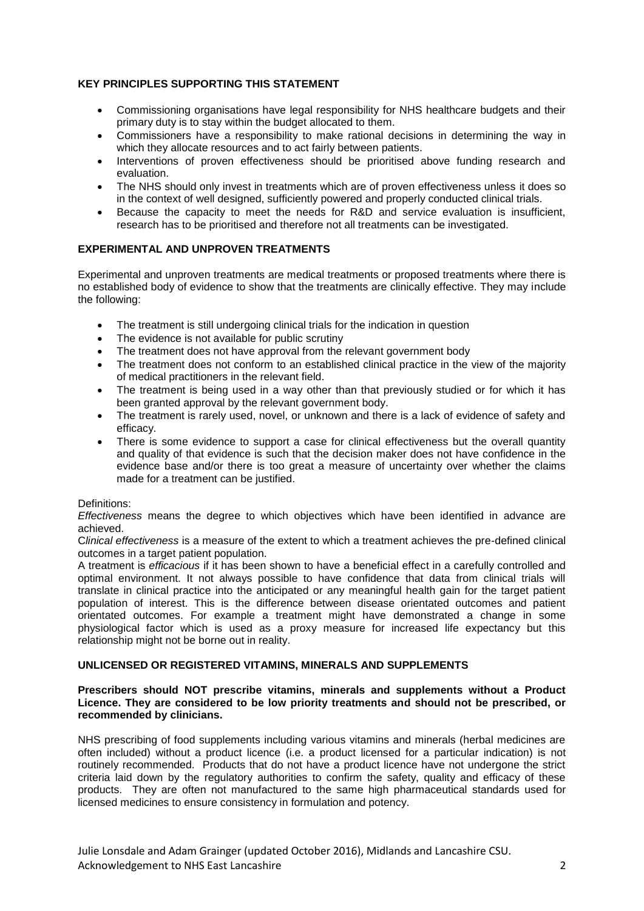**KEY PRINCIPLES SUPPORTING THIS STATEMENT**

- Commissioning organisations have legal responsibility for NHS healthcare budgets and their primary duty is to stay within the budget allocated to them.
- Commissioners have a responsibility to make rational decisions in determining the way in which they allocate resources and to act fairly between patients.
- Interventions of proven effectiveness should be prioritised above funding research and evaluation.
- The NHS should only invest in treatments which are of proven effectiveness unless it does so in the context of well designed, sufficiently powered and properly conducted clinical trials.
- Because the capacity to meet the needs for R&D and service evaluation is insufficient, research has to be prioritised and therefore not all treatments can be investigated.

**EXPERIMENTAL AND UNPROVEN TREATMENTS**

Experimental and unproven treatments are medical treatments or proposed treatments where there is no established body of evidence to show that the treatments are clinically effective. They may include the following:

- The treatment is still undergoing clinical trials for the indication in question
- The evidence is not available for public scrutiny
- The treatment does not have approval from the relevant government body
- The treatment does not conform to an established clinical practice in the view of the majority of medical practitioners in the relevant field.
- The treatment is being used in a way other than that previously studied or for which it has been granted approval by the relevant government body.
- The treatment is rarely used, novel, or unknown and there is a lack of evidence of safety and efficacy.
- There is some evidence to support a case for clinical effectiveness but the overall quantity and quality of that evidence is such that the decision maker does not have confidence in the evidence base and/or there is too great a measure of uncertainty over whether the claims made for a treatment can be justified.

Definitions:
*Effectiveness* means the degree to which objectives which have been identified in advance are achieved.
C*linical effectiveness* is a measure of the extent to which a treatment achieves the pre-defined clinical outcomes in a target patient population.
A treatment is *efficacious* if it has been shown to have a beneficial effect in a carefully controlled and optimal environment. It not always possible to have confidence that data from clinical trials will translate in clinical practice into the anticipated or any meaningful health gain for the target patient population of interest. This is the difference between disease orientated outcomes and patient orientated outcomes. For example a treatment might have demonstrated a change in some physiological factor which is used as a proxy measure for increased life expectancy but this relationship might not be borne out in reality.

**UNLICENSED OR REGISTERED VITAMINS, MINERALS AND SUPPLEMENTS**

**Prescribers should NOT prescribe vitamins, minerals and supplements without a Product Licence. They are considered to be low priority treatments and should not be prescribed, or recommended by clinicians.**

NHS prescribing of food supplements including various vitamins and minerals (herbal medicines are often included) without a product licence (i.e. a product licensed for a particular indication) is not routinely recommended. Products that do not have a product licence have not undergone the strict criteria laid down by the regulatory authorities to confirm the safety, quality and efficacy of these products. They are often not manufactured to the same high pharmaceutical standards used for licensed medicines to ensure consistency in formulation and potency.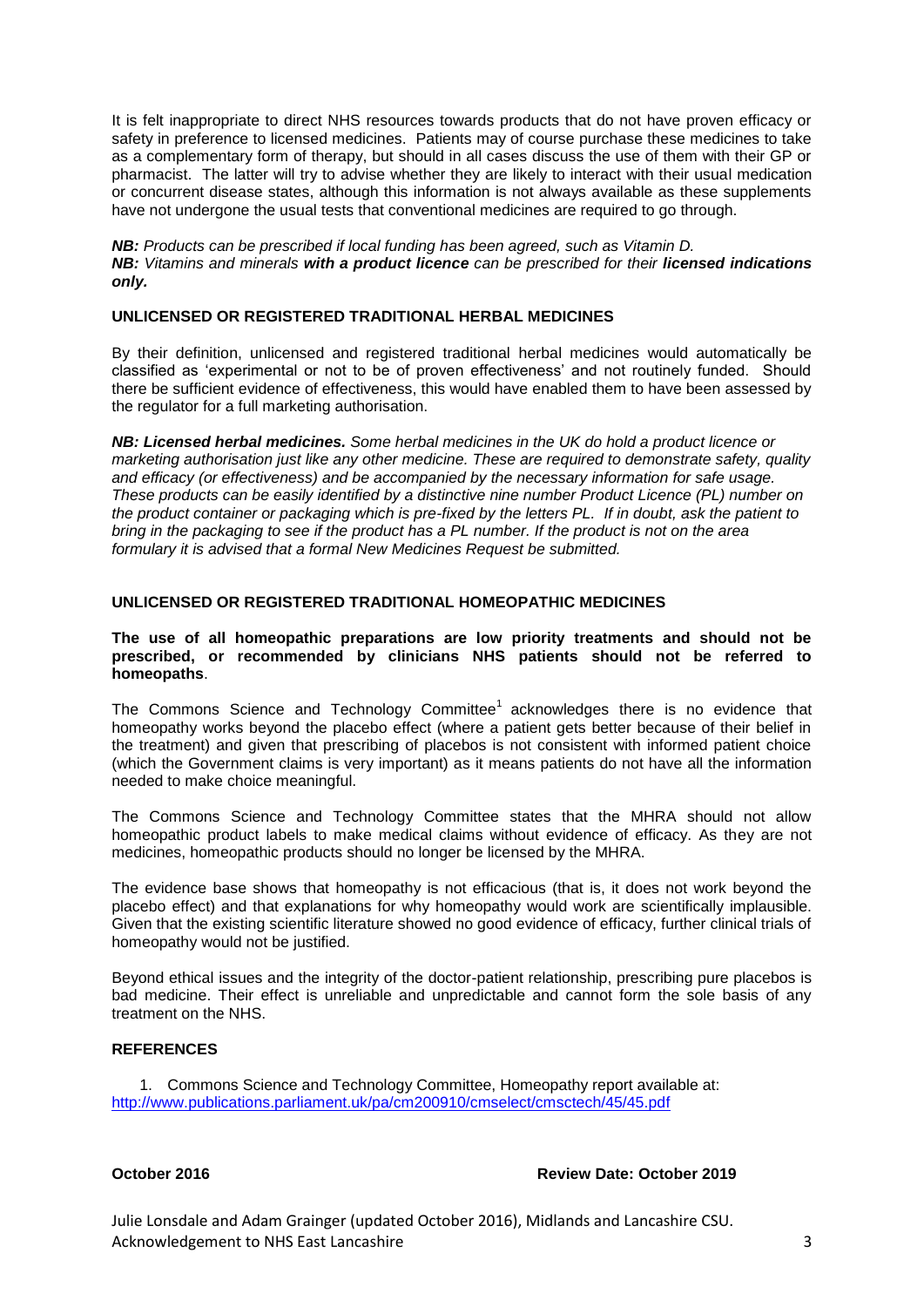It is felt inappropriate to direct NHS resources towards products that do not have proven efficacy or safety in preference to licensed medicines. Patients may of course purchase these medicines to take as a complementary form of therapy, but should in all cases discuss the use of them with their GP or pharmacist. The latter will try to advise whether they are likely to interact with their usual medication or concurrent disease states, although this information is not always available as these supplements have not undergone the usual tests that conventional medicines are required to go through.

***NB:*** *Products can be prescribed if local funding has been agreed, such as Vitamin D.*
***NB:*** *Vitamins and minerals* ***with a product licence*** *can be prescribed for their* ***licensed indications only.***

**UNLICENSED OR REGISTERED TRADITIONAL HERBAL MEDICINES**

By their definition, unlicensed and registered traditional herbal medicines would automatically be classified as 'experimental or not to be of proven effectiveness' and not routinely funded. Should there be sufficient evidence of effectiveness, this would have enabled them to have been assessed by the regulator for a full marketing authorisation.

***NB: Licensed herbal medicines.*** *Some herbal medicines in the UK do hold a product licence or marketing authorisation just like any other medicine. These are required to demonstrate safety, quality and efficacy (or effectiveness) and be accompanied by the necessary information for safe usage. These products can be easily identified by a distinctive nine number Product Licence (PL) number on the product container or packaging which is pre-fixed by the letters PL. If in doubt, ask the patient to bring in the packaging to see if the product has a PL number. If the product is not on the area formulary it is advised that a formal New Medicines Request be submitted.*

**UNLICENSED OR REGISTERED TRADITIONAL HOMEOPATHIC MEDICINES**

**The use of all homeopathic preparations are low priority treatments and should not be prescribed, or recommended by clinicians NHS patients should not be referred to homeopaths**.

The Commons Science and Technology Committee[1] acknowledges there is no evidence that homeopathy works beyond the placebo effect (where a patient gets better because of their belief in the treatment) and given that prescribing of placebos is not consistent with informed patient choice (which the Government claims is very important) as it means patients do not have all the information needed to make choice meaningful.

The Commons Science and Technology Committee states that the MHRA should not allow homeopathic product labels to make medical claims without evidence of efficacy. As they are not medicines, homeopathic products should no longer be licensed by the MHRA.

The evidence base shows that homeopathy is not efficacious (that is, it does not work beyond the placebo effect) and that explanations for why homeopathy would work are scientifically implausible. Given that the existing scientific literature showed no good evidence of efficacy, further clinical trials of homeopathy would not be justified.

Beyond ethical issues and the integrity of the doctor-patient relationship, prescribing pure placebos is bad medicine. Their effect is unreliable and unpredictable and cannot form the sole basis of any treatment on the NHS.

**REFERENCES**

1. Commons Science and Technology Committee, Homeopathy report available at: http://www.publications.parliament.uk/pa/cm200910/cmselect/cmsctech/45/45.pdf

**October 2016** **Review Date: October 2019**

Julie Lonsdale and Adam Grainger (updated October 2016), Midlands and Lancashire CSU. Acknowledgement to NHS East Lancashire